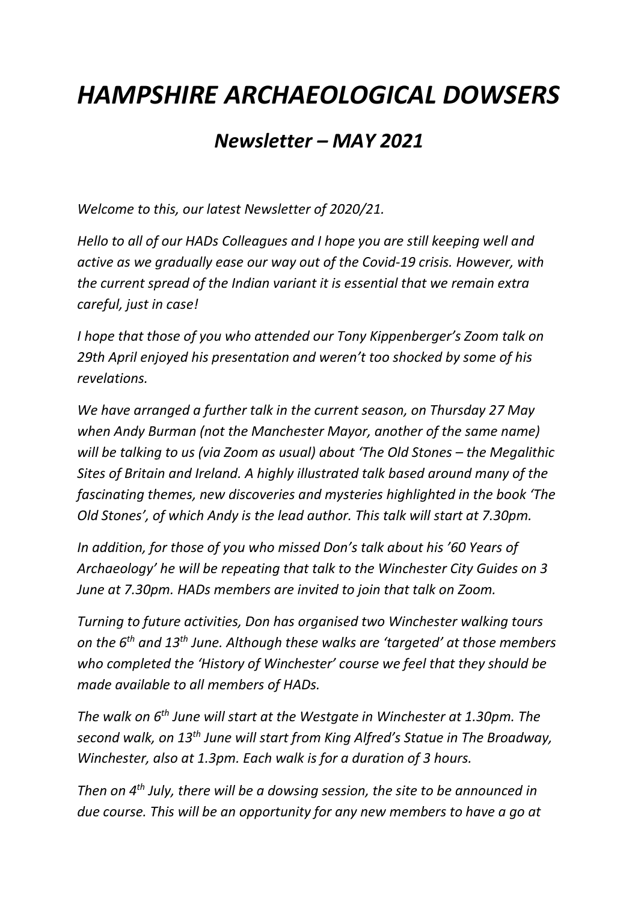# *HAMPSHIRE ARCHAEOLOGICAL DOWSERS*

## *Newsletter – MAY 2021*

*Welcome to this, our latest Newsletter of 2020/21.*

*Hello to all of our HADs Colleagues and I hope you are still keeping well and active as we gradually ease our way out of the Covid-19 crisis. However, with the current spread of the Indian variant it is essential that we remain extra careful, just in case!*

*I hope that those of you who attended our Tony Kippenberger's Zoom talk on 29th April enjoyed his presentation and weren't too shocked by some of his revelations.*

*We have arranged a further talk in the current season, on Thursday 27 May when Andy Burman (not the Manchester Mayor, another of the same name) will be talking to us (via Zoom as usual) about 'The Old Stones – the Megalithic Sites of Britain and Ireland. A highly illustrated talk based around many of the fascinating themes, new discoveries and mysteries highlighted in the book 'The Old Stones', of which Andy is the lead author. This talk will start at 7.30pm.*

*In addition, for those of you who missed Don's talk about his '60 Years of Archaeology' he will be repeating that talk to the Winchester City Guides on 3 June at 7.30pm. HADs members are invited to join that talk on Zoom.*

*Turning to future activities, Don has organised two Winchester walking tours on the 6th and 13th June. Although these walks are 'targeted' at those members who completed the 'History of Winchester' course we feel that they should be made available to all members of HADs.*

*The walk on 6th June will start at the Westgate in Winchester at 1.30pm. The second walk, on 13th June will start from King Alfred's Statue in The Broadway, Winchester, also at 1.3pm. Each walk is for a duration of 3 hours.*

*Then on 4th July, there will be a dowsing session, the site to be announced in due course. This will be an opportunity for any new members to have a go at*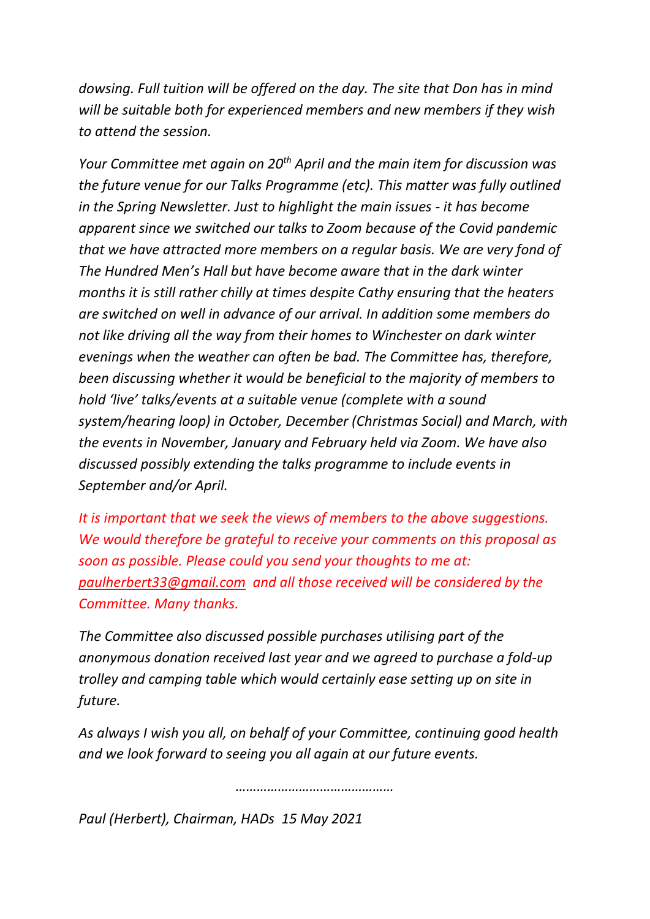*dowsing. Full tuition will be offered on the day. The site that Don has in mind will be suitable both for experienced members and new members if they wish to attend the session.*

*Your Committee met again on 20th April and the main item for discussion was the future venue for our Talks Programme (etc). This matter was fully outlined in the Spring Newsletter. Just to highlight the main issues - it has become apparent since we switched our talks to Zoom because of the Covid pandemic that we have attracted more members on a regular basis. We are very fond of The Hundred Men's Hall but have become aware that in the dark winter months it is still rather chilly at times despite Cathy ensuring that the heaters are switched on well in advance of our arrival. In addition some members do not like driving all the way from their homes to Winchester on dark winter evenings when the weather can often be bad. The Committee has, therefore, been discussing whether it would be beneficial to the majority of members to hold 'live' talks/events at a suitable venue (complete with a sound system/hearing loop) in October, December (Christmas Social) and March, with the events in November, January and February held via Zoom. We have also discussed possibly extending the talks programme to include events in September and/or April.*

*It is important that we seek the views of members to the above suggestions. We would therefore be grateful to receive your comments on this proposal as soon as possible. Please could you send your thoughts to me at: paulherbert33@gmail.com and all those received will be considered by the Committee. Many thanks.*

*The Committee also discussed possible purchases utilising part of the anonymous donation received last year and we agreed to purchase a fold-up trolley and camping table which would certainly ease setting up on site in future.*

*As always I wish you all, on behalf of your Committee, continuing good health and we look forward to seeing you all again at our future events.*

*……………………………………*

*Paul (Herbert), Chairman, HADs 15 May 2021*